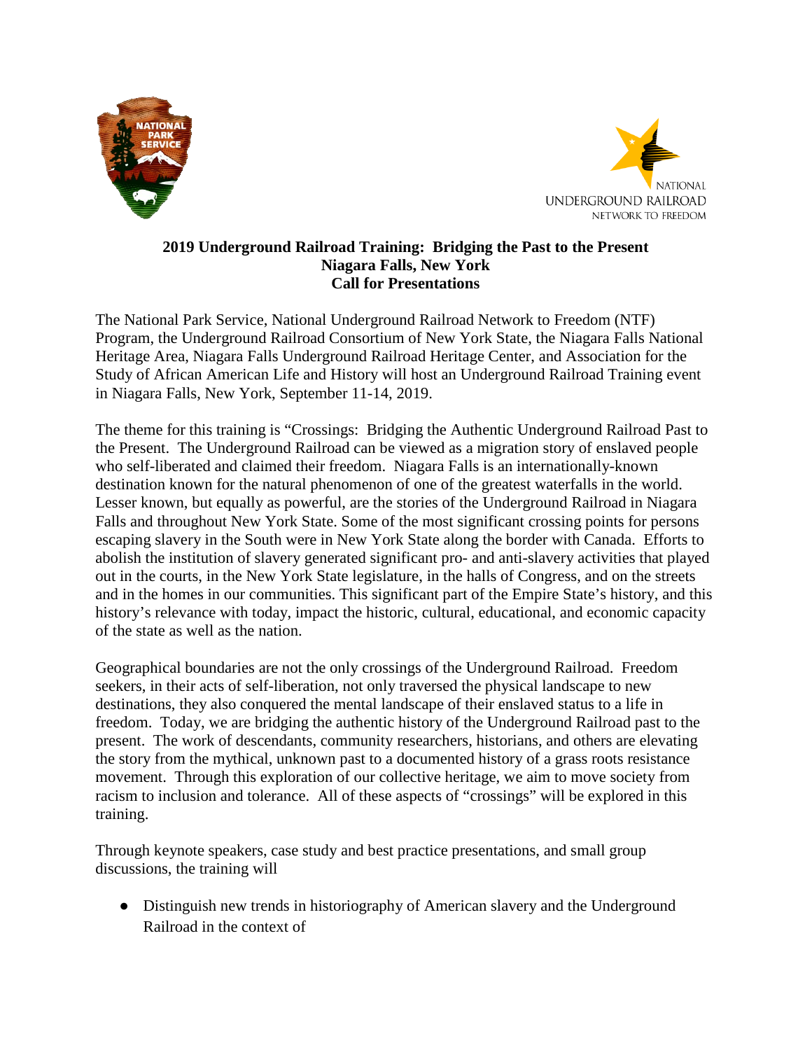# 2019 Underground Railroad Training: Bridging the Past to the Present
## Niagara Falls, New York
## Call for Presentations

The National Park Service, National Underground Railroad Network to Freedom (NTF) Program, the Underground Railroad Consortium of New York State, the Niagara Falls National Heritage Area, Niagara Falls Underground Railroad Heritage Center, and Association for the Study of African American Life and History will host an Underground Railroad Training event in Niagara Falls, New York, September 11-14, 2019.

The theme for this training is "Crossings: Bridging the Authentic Underground Railroad Past to the Present. The Underground Railroad can be viewed as a migration story of enslaved people who self-liberated and claimed their freedom. Niagara Falls is an internationally-known destination known for the natural phenomenon of one of the greatest waterfalls in the world. Lesser known, but equally as powerful, are the stories of the Underground Railroad in Niagara Falls and throughout New York State. Some of the most significant crossing points for persons escaping slavery in the South were in New York State along the border with Canada. Efforts to abolish the institution of slavery generated significant pro- and anti-slavery activities that played out in the courts, in the New York State legislature, in the halls of Congress, and on the streets and in the homes in our communities. This significant part of the Empire State's history, and this history's relevance with today, impact the historic, cultural, educational, and economic capacity of the state as well as the nation.

Geographical boundaries are not the only crossings of the Underground Railroad. Freedom seekers, in their acts of self-liberation, not only traversed the physical landscape to new destinations, they also conquered the mental landscape of their enslaved status to a life in freedom. Today, we are bridging the authentic history of the Underground Railroad past to the present. The work of descendants, community researchers, historians, and others are elevating the story from the mythical, unknown past to a documented history of a grass roots resistance movement. Through this exploration of our collective heritage, we aim to move society from racism to inclusion and tolerance. All of these aspects of "crossings" will be explored in this training.

Through keynote speakers, case study and best practice presentations, and small group discussions, the training will

- Distinguish new trends in historiography of American slavery and the Underground Railroad in the context of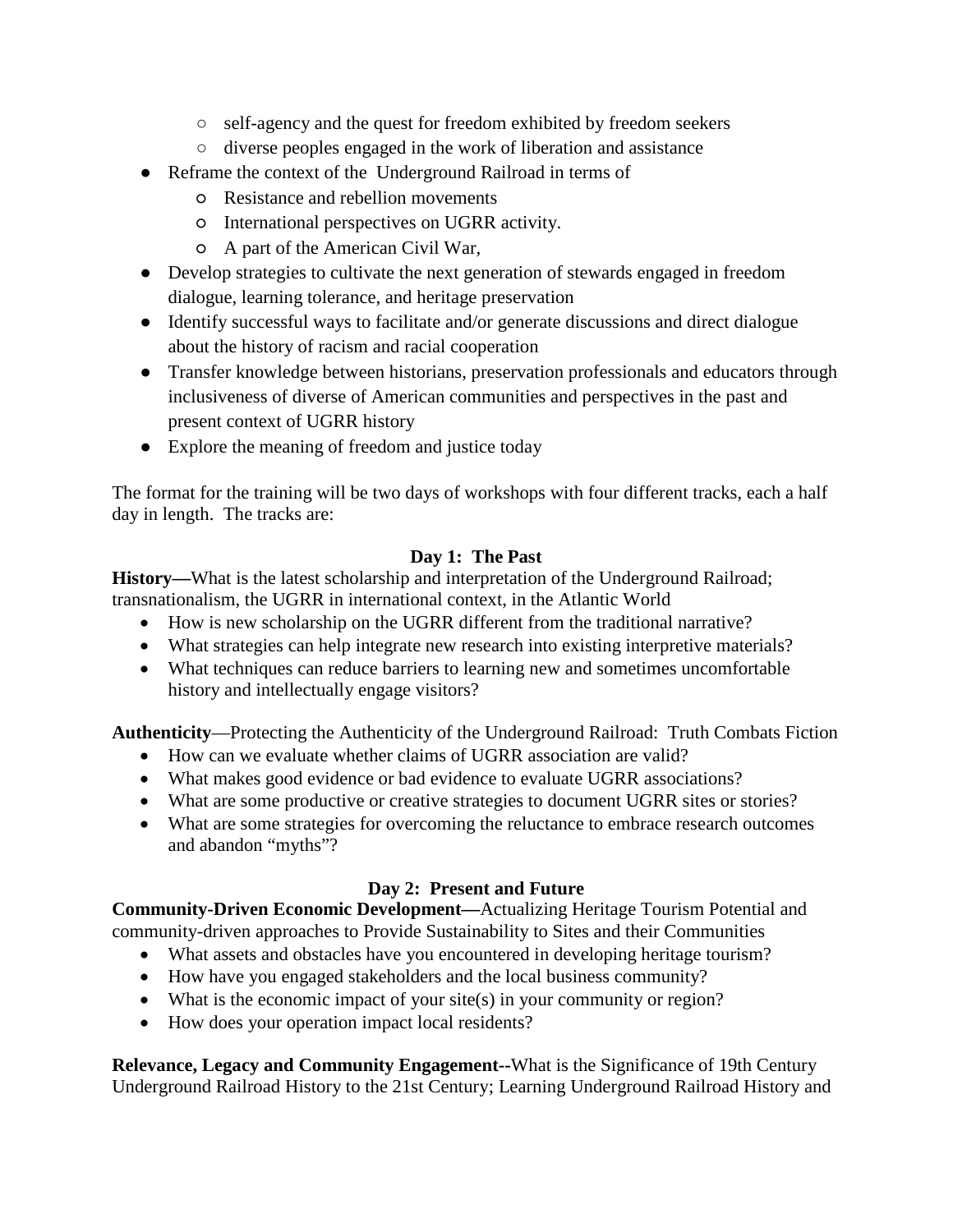- self-agency and the quest for freedom exhibited by freedom seekers
    - diverse peoples engaged in the work of liberation and assistance
- Reframe the context of the Underground Railroad in terms of
    - Resistance and rebellion movements
    - International perspectives on UGRR activity.
    - A part of the American Civil War,
- Develop strategies to cultivate the next generation of stewards engaged in freedom dialogue, learning tolerance, and heritage preservation
- Identify successful ways to facilitate and/or generate discussions and direct dialogue about the history of racism and racial cooperation
- Transfer knowledge between historians, preservation professionals and educators through inclusiveness of diverse of American communities and perspectives in the past and present context of UGRR history
- Explore the meaning of freedom and justice today

The format for the training will be two days of workshops with four different tracks, each a half day in length. The tracks are:

**Day 1: The Past**

**History—**What is the latest scholarship and interpretation of the Underground Railroad; transnationalism, the UGRR in international context, in the Atlantic World

- How is new scholarship on the UGRR different from the traditional narrative?
- What strategies can help integrate new research into existing interpretive materials?
- What techniques can reduce barriers to learning new and sometimes uncomfortable history and intellectually engage visitors?

**Authenticity**—Protecting the Authenticity of the Underground Railroad: Truth Combats Fiction

- How can we evaluate whether claims of UGRR association are valid?
- What makes good evidence or bad evidence to evaluate UGRR associations?
- What are some productive or creative strategies to document UGRR sites or stories?
- What are some strategies for overcoming the reluctance to embrace research outcomes and abandon "myths"?

**Day 2: Present and Future**

**Community-Driven Economic Development—**Actualizing Heritage Tourism Potential and community-driven approaches to Provide Sustainability to Sites and their Communities

- What assets and obstacles have you encountered in developing heritage tourism?
- How have you engaged stakeholders and the local business community?
- What is the economic impact of your site(s) in your community or region?
- How does your operation impact local residents?

**Relevance, Legacy and Community Engagement--**What is the Significance of 19th Century Underground Railroad History to the 21st Century; Learning Underground Railroad History and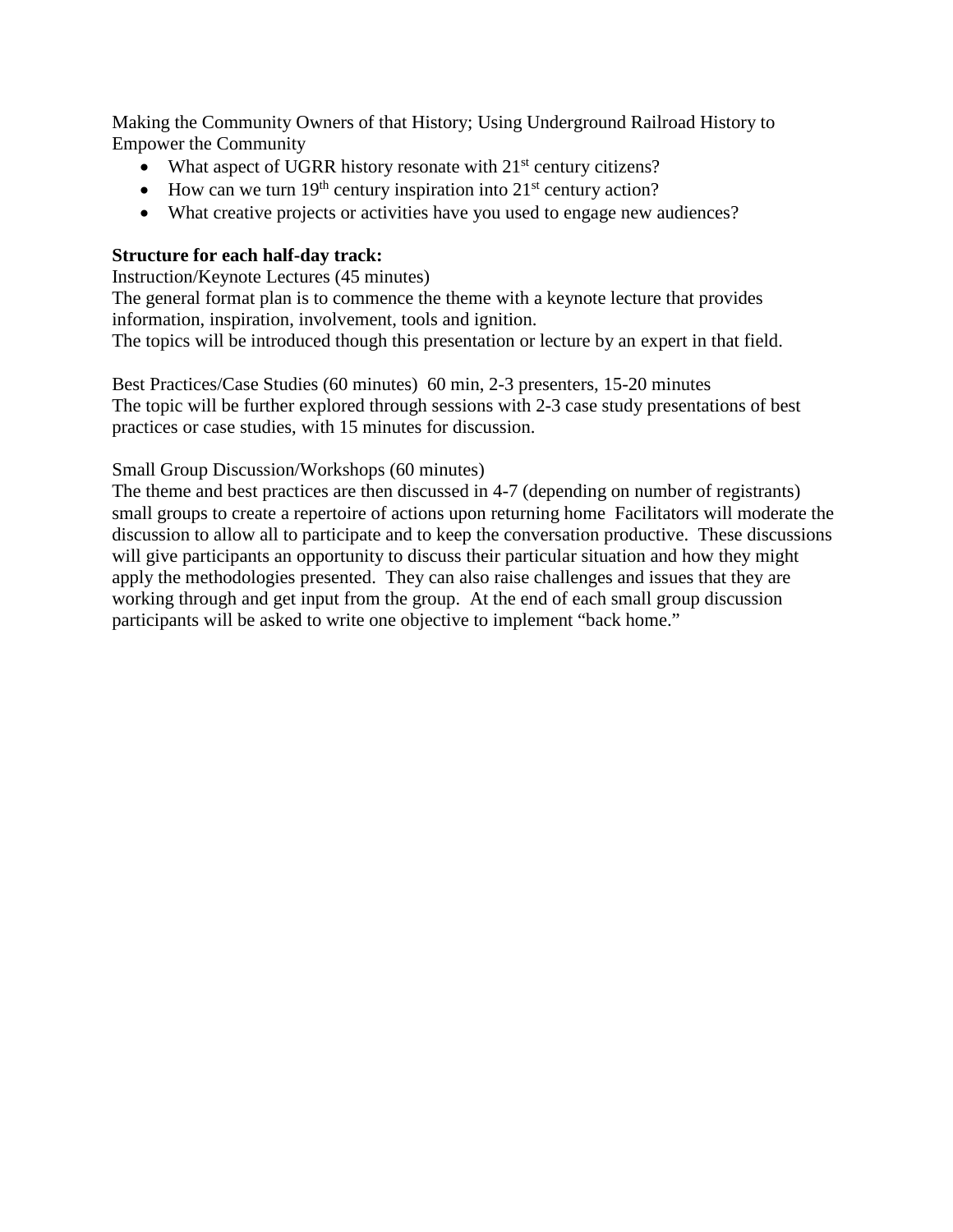Making the Community Owners of that History; Using Underground Railroad History to Empower the Community

- What aspect of UGRR history resonate with 21st century citizens?
- How can we turn 19th century inspiration into 21st century action?
- What creative projects or activities have you used to engage new audiences?

**Structure for each half-day track:**

Instruction/Keynote Lectures (45 minutes)
The general format plan is to commence the theme with a keynote lecture that provides information, inspiration, involvement, tools and ignition.
The topics will be introduced though this presentation or lecture by an expert in that field.

Best Practices/Case Studies (60 minutes)  60 min, 2-3 presenters, 15-20 minutes
The topic will be further explored through sessions with 2-3 case study presentations of best practices or case studies, with 15 minutes for discussion.

Small Group Discussion/Workshops (60 minutes)
The theme and best practices are then discussed in 4-7 (depending on number of registrants) small groups to create a repertoire of actions upon returning home  Facilitators will moderate the discussion to allow all to participate and to keep the conversation productive.  These discussions will give participants an opportunity to discuss their particular situation and how they might apply the methodologies presented.  They can also raise challenges and issues that they are working through and get input from the group.  At the end of each small group discussion participants will be asked to write one objective to implement "back home."